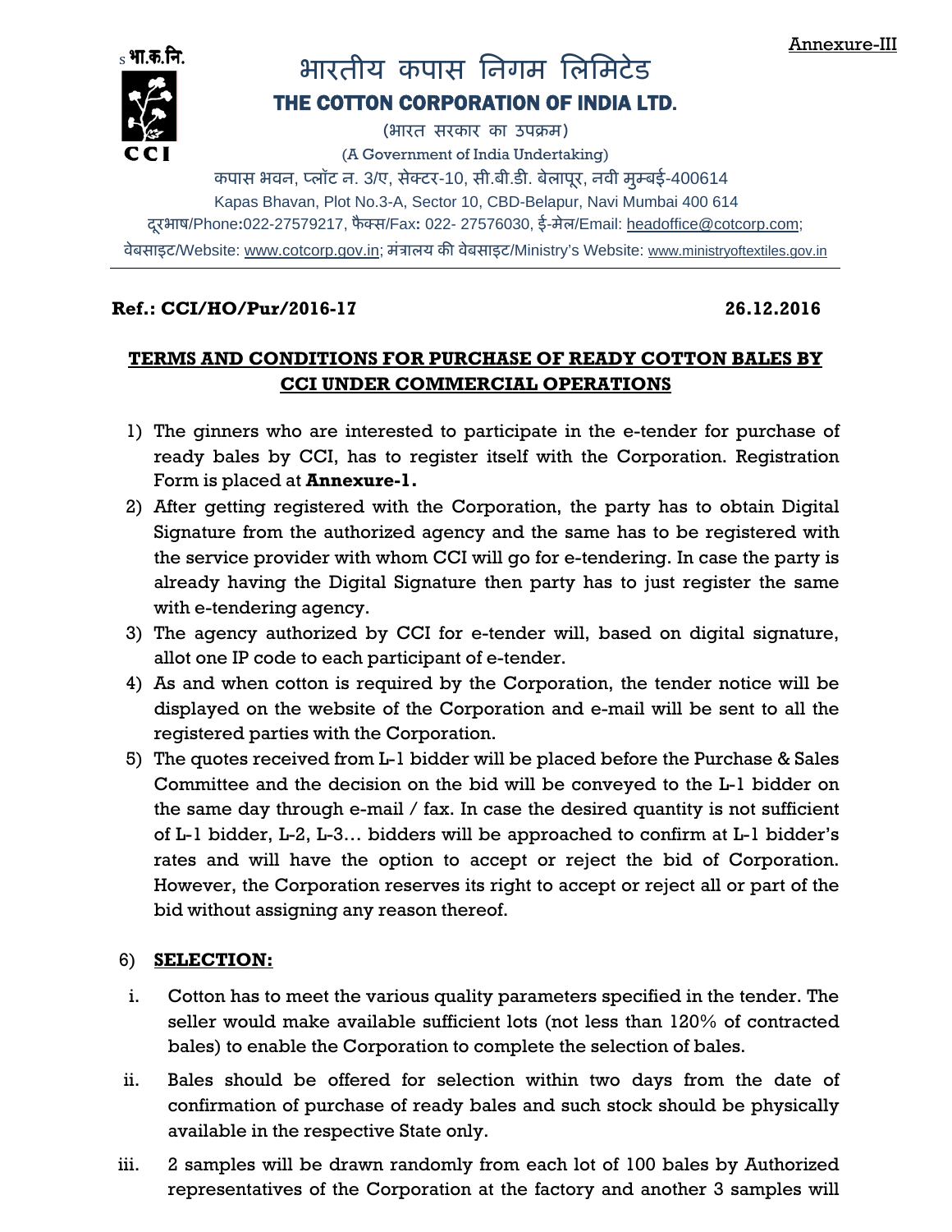Annexure-III

भा.क.नि.

CCI

# भारतीय कपास निगम लिमिटेड

## THE COTTON CORPORATION OF INDIA LTD.

(भारत सरकार का उपक्रम)

(A Government of India Undertaking)

कपास भवन, प्लॉट न. 3/ए, सेक्टर-10, सी.बी.डी. बेलापूर, नवी मुम्बई-400614

Kapas Bhavan, Plot No.3-A, Sector 10, CBD-Belapur, Navi Mumbai 400 614

दूरभाष/Phone:022-27579217, फैक्स/Fax: 022- 27576030, ई-मेल/Email: headoffice@cotcorp.com;

वेबसाइट/Website: www.cotcorp.gov.in; मंत्रालय की वेबसाइट/Ministry's Website: www.ministryoftextiles.gov.in

**Ref.: CCI/HO/Pur/2016-17** **26.12.2016**

**TERMS AND CONDITIONS FOR PURCHASE OF READY COTTON BALES BY CCI UNDER COMMERCIAL OPERATIONS**

1) The ginners who are interested to participate in the e-tender for purchase of ready bales by CCI, has to register itself with the Corporation. Registration Form is placed at **Annexure-1.**
2) After getting registered with the Corporation, the party has to obtain Digital Signature from the authorized agency and the same has to be registered with the service provider with whom CCI will go for e-tendering. In case the party is already having the Digital Signature then party has to just register the same with e-tendering agency.
3) The agency authorized by CCI for e-tender will, based on digital signature, allot one IP code to each participant of e-tender.
4) As and when cotton is required by the Corporation, the tender notice will be displayed on the website of the Corporation and e-mail will be sent to all the registered parties with the Corporation.
5) The quotes received from L-1 bidder will be placed before the Purchase & Sales Committee and the decision on the bid will be conveyed to the L-1 bidder on the same day through e-mail / fax. In case the desired quantity is not sufficient of L-1 bidder, L-2, L-3… bidders will be approached to confirm at L-1 bidder's rates and will have the option to accept or reject the bid of Corporation. However, the Corporation reserves its right to accept or reject all or part of the bid without assigning any reason thereof.

6) **SELECTION:**

i. Cotton has to meet the various quality parameters specified in the tender. The seller would make available sufficient lots (not less than 120% of contracted bales) to enable the Corporation to complete the selection of bales.

ii. Bales should be offered for selection within two days from the date of confirmation of purchase of ready bales and such stock should be physically available in the respective State only.

iii. 2 samples will be drawn randomly from each lot of 100 bales by Authorized representatives of the Corporation at the factory and another 3 samples will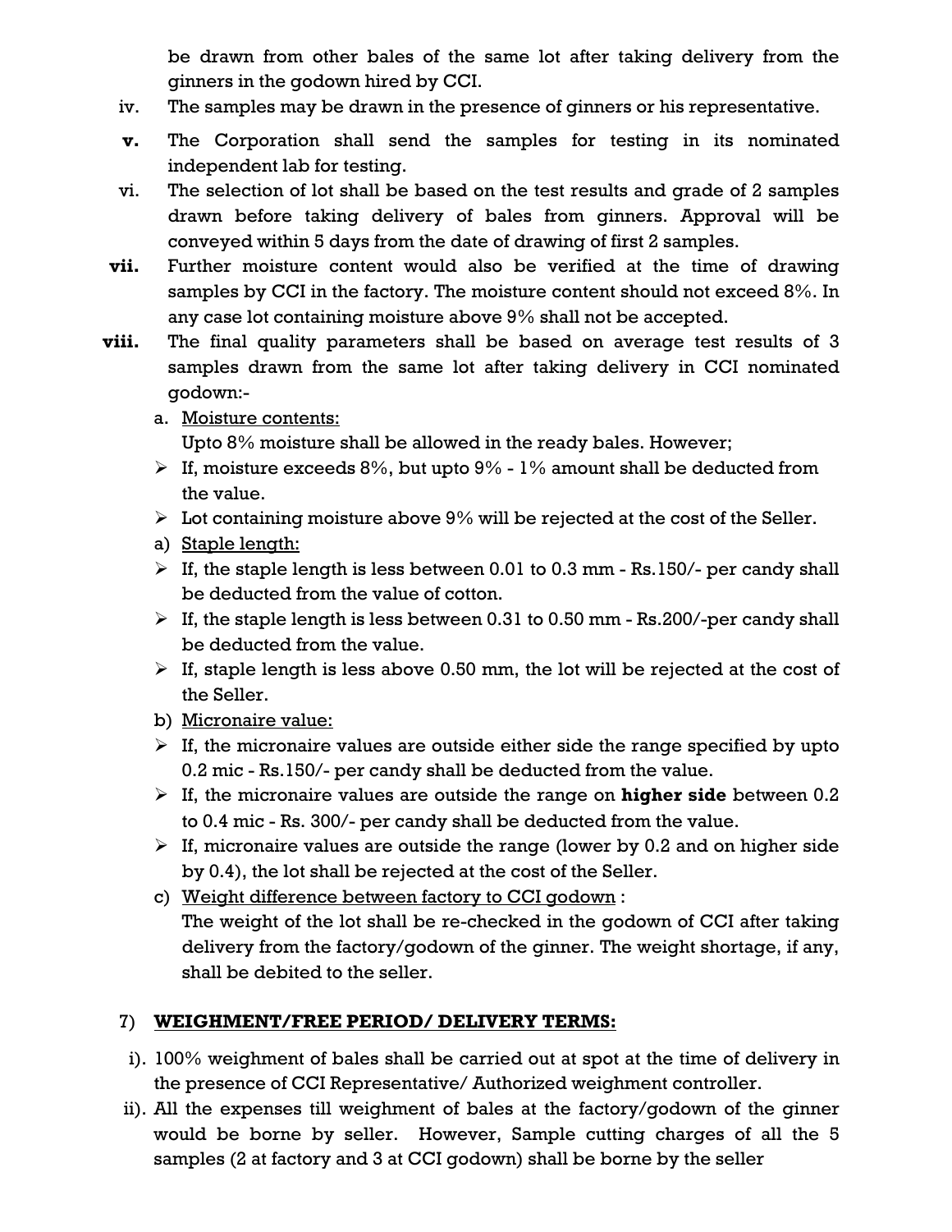be drawn from other bales of the same lot after taking delivery from the ginners in the godown hired by CCI.

iv. The samples may be drawn in the presence of ginners or his representative.

**v.** The Corporation shall send the samples for testing in its nominated independent lab for testing.

vi. The selection of lot shall be based on the test results and grade of 2 samples drawn before taking delivery of bales from ginners. Approval will be conveyed within 5 days from the date of drawing of first 2 samples.

**vii.** Further moisture content would also be verified at the time of drawing samples by CCI in the factory. The moisture content should not exceed 8%. In any case lot containing moisture above 9% shall not be accepted.

**viii.** The final quality parameters shall be based on average test results of 3 samples drawn from the same lot after taking delivery in CCI nominated godown:-

a. <u>Moisture contents:</u>
   Upto 8% moisture shall be allowed in the ready bales. However;
   - If, moisture exceeds 8%, but upto 9% - 1% amount shall be deducted from the value.
   - Lot containing moisture above 9% will be rejected at the cost of the Seller.

a) <u>Staple length:</u>
   - If, the staple length is less between 0.01 to 0.3 mm - Rs.150/- per candy shall be deducted from the value of cotton.
   - If, the staple length is less between 0.31 to 0.50 mm - Rs.200/-per candy shall be deducted from the value.
   - If, staple length is less above 0.50 mm, the lot will be rejected at the cost of the Seller.

b) <u>Micronaire value:</u>
   - If, the micronaire values are outside either side the range specified by upto 0.2 mic - Rs.150/- per candy shall be deducted from the value.
   - If, the micronaire values are outside the range on **higher side** between 0.2 to 0.4 mic - Rs. 300/- per candy shall be deducted from the value.
   - If, micronaire values are outside the range (lower by 0.2 and on higher side by 0.4), the lot shall be rejected at the cost of the Seller.

c) <u>Weight difference between factory to CCI godown</u> :
   The weight of the lot shall be re-checked in the godown of CCI after taking delivery from the factory/godown of the ginner. The weight shortage, if any, shall be debited to the seller.

7) **WEIGHMENT/FREE PERIOD/ DELIVERY TERMS:**

i). 100% weighment of bales shall be carried out at spot at the time of delivery in the presence of CCI Representative/ Authorized weighment controller.

ii). All the expenses till weighment of bales at the factory/godown of the ginner would be borne by seller. However, Sample cutting charges of all the 5 samples (2 at factory and 3 at CCI godown) shall be borne by the seller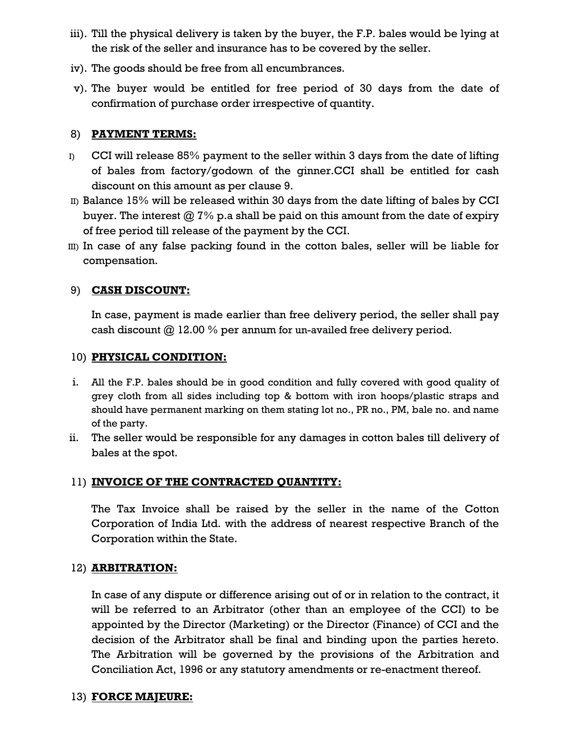iii). Till the physical delivery is taken by the buyer, the F.P. bales would be lying at the risk of the seller and insurance has to be covered by the seller.

iv). The goods should be free from all encumbrances.

v). The buyer would be entitled for free period of 30 days from the date of confirmation of purchase order irrespective of quantity.

8) **PAYMENT TERMS:**

I) CCI will release 85% payment to the seller within 3 days from the date of lifting of bales from factory/godown of the ginner.CCI shall be entitled for cash discount on this amount as per clause 9.

II) Balance 15% will be released within 30 days from the date lifting of bales by CCI buyer. The interest @ 7% p.a shall be paid on this amount from the date of expiry of free period till release of the payment by the CCI.

III) In case of any false packing found in the cotton bales, seller will be liable for compensation.

9) **CASH DISCOUNT:**

In case, payment is made earlier than free delivery period, the seller shall pay cash discount @ 12.00 % per annum for un-availed free delivery period.

10) **PHYSICAL CONDITION:**

i. All the F.P. bales should be in good condition and fully covered with good quality of grey cloth from all sides including top & bottom with iron hoops/plastic straps and should have permanent marking on them stating lot no., PR no., PM, bale no. and name of the party.

ii. The seller would be responsible for any damages in cotton bales till delivery of bales at the spot.

11) **INVOICE OF THE CONTRACTED QUANTITY:**

The Tax Invoice shall be raised by the seller in the name of the Cotton Corporation of India Ltd. with the address of nearest respective Branch of the Corporation within the State.

12) **ARBITRATION:**

In case of any dispute or difference arising out of or in relation to the contract, it will be referred to an Arbitrator (other than an employee of the CCI) to be appointed by the Director (Marketing) or the Director (Finance) of CCI and the decision of the Arbitrator shall be final and binding upon the parties hereto. The Arbitration will be governed by the provisions of the Arbitration and Conciliation Act, 1996 or any statutory amendments or re-enactment thereof.

13) **FORCE MAJEURE:**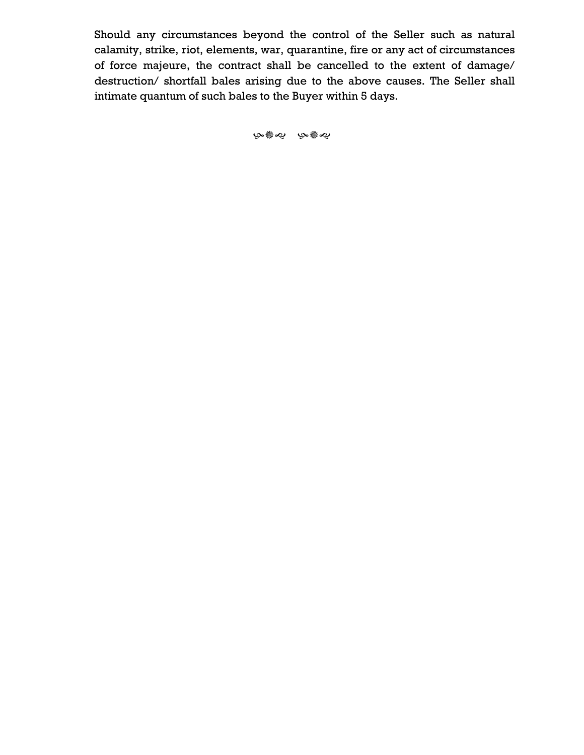Should any circumstances beyond the control of the Seller such as natural calamity, strike, riot, elements, war, quarantine, fire or any act of circumstances of force majeure, the contract shall be cancelled to the extent of damage/ destruction/ shortfall bales arising due to the above causes. The Seller shall intimate quantum of such bales to the Buyer within 5 days.